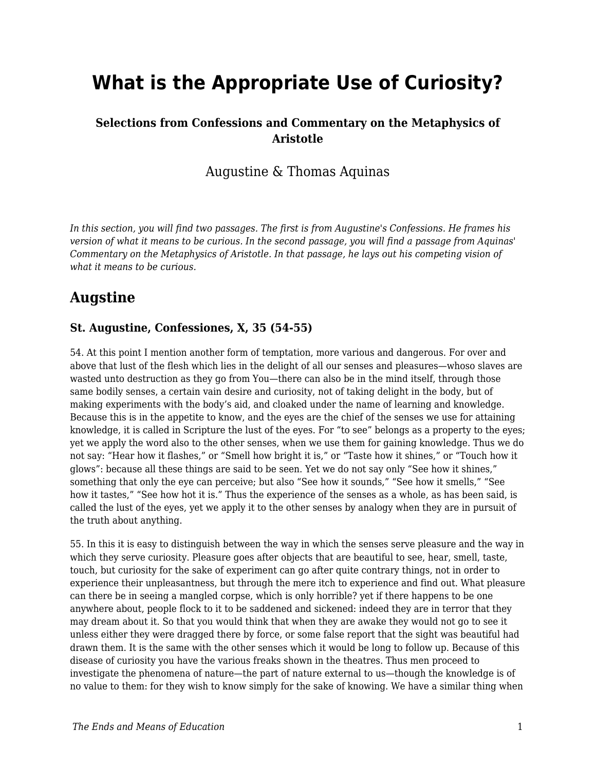# What is the Appropriate Use of Curiosity?

### Selections from Confessions and Commentary on the Metaphysics of Aristotle

Augustine & Thomas Aquinas

*In this section, you will find two passages. The first is from Augustine's Confessions. He frames his version of what it means to be curious. In the second passage, you will find a passage from Aquinas' Commentary on the Metaphysics of Aristotle. In that passage, he lays out his competing vision of what it means to be curious.*

## Augstine

### St. Augustine, Confessiones, X, 35 (54-55)

54. At this point I mention another form of temptation, more various and dangerous. For over and above that lust of the flesh which lies in the delight of all our senses and pleasures—whoso slaves are wasted unto destruction as they go from You—there can also be in the mind itself, through those same bodily senses, a certain vain desire and curiosity, not of taking delight in the body, but of making experiments with the body's aid, and cloaked under the name of learning and knowledge. Because this is in the appetite to know, and the eyes are the chief of the senses we use for attaining knowledge, it is called in Scripture the lust of the eyes. For "to see" belongs as a property to the eyes; yet we apply the word also to the other senses, when we use them for gaining knowledge. Thus we do not say: "Hear how it flashes," or "Smell how bright it is," or "Taste how it shines," or "Touch how it glows": because all these things are said to be seen. Yet we do not say only "See how it shines," something that only the eye can perceive; but also "See how it sounds," "See how it smells," "See how it tastes," "See how hot it is." Thus the experience of the senses as a whole, as has been said, is called the lust of the eyes, yet we apply it to the other senses by analogy when they are in pursuit of the truth about anything.

55. In this it is easy to distinguish between the way in which the senses serve pleasure and the way in which they serve curiosity. Pleasure goes after objects that are beautiful to see, hear, smell, taste, touch, but curiosity for the sake of experiment can go after quite contrary things, not in order to experience their unpleasantness, but through the mere itch to experience and find out. What pleasure can there be in seeing a mangled corpse, which is only horrible? yet if there happens to be one anywhere about, people flock to it to be saddened and sickened: indeed they are in terror that they may dream about it. So that you would think that when they are awake they would not go to see it unless either they were dragged there by force, or some false report that the sight was beautiful had drawn them. It is the same with the other senses which it would be long to follow up. Because of this disease of curiosity you have the various freaks shown in the theatres. Thus men proceed to investigate the phenomena of nature—the part of nature external to us—though the knowledge is of no value to them: for they wish to know simply for the sake of knowing. We have a similar thing when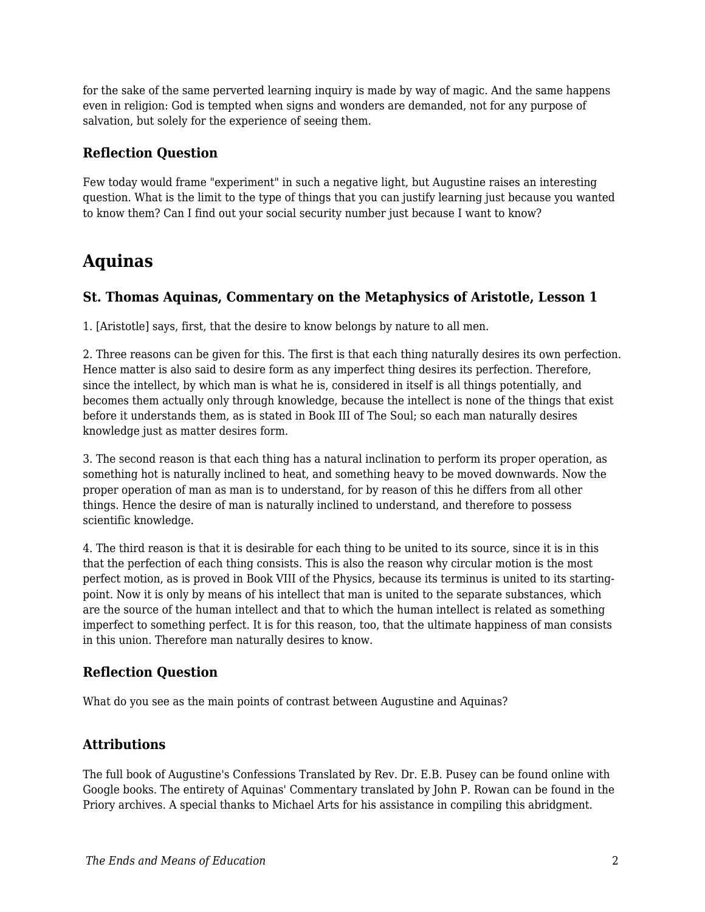for the sake of the same perverted learning inquiry is made by way of magic. And the same happens even in religion: God is tempted when signs and wonders are demanded, not for any purpose of salvation, but solely for the experience of seeing them.

### Reflection Question

Few today would frame "experiment" in such a negative light, but Augustine raises an interesting question. What is the limit to the type of things that you can justify learning just because you wanted to know them? Can I find out your social security number just because I want to know?

## Aquinas

### St. Thomas Aquinas, Commentary on the Metaphysics of Aristotle, Lesson 1

1. [Aristotle] says, first, that the desire to know belongs by nature to all men.

2. Three reasons can be given for this. The first is that each thing naturally desires its own perfection. Hence matter is also said to desire form as any imperfect thing desires its perfection. Therefore, since the intellect, by which man is what he is, considered in itself is all things potentially, and becomes them actually only through knowledge, because the intellect is none of the things that exist before it understands them, as is stated in Book III of The Soul; so each man naturally desires knowledge just as matter desires form.

3. The second reason is that each thing has a natural inclination to perform its proper operation, as something hot is naturally inclined to heat, and something heavy to be moved downwards. Now the proper operation of man as man is to understand, for by reason of this he differs from all other things. Hence the desire of man is naturally inclined to understand, and therefore to possess scientific knowledge.

4. The third reason is that it is desirable for each thing to be united to its source, since it is in this that the perfection of each thing consists. This is also the reason why circular motion is the most perfect motion, as is proved in Book VIII of the Physics, because its terminus is united to its starting-point. Now it is only by means of his intellect that man is united to the separate substances, which are the source of the human intellect and that to which the human intellect is related as something imperfect to something perfect. It is for this reason, too, that the ultimate happiness of man consists in this union. Therefore man naturally desires to know.

### Reflection Question

What do you see as the main points of contrast between Augustine and Aquinas?

### Attributions

The full book of Augustine's Confessions Translated by Rev. Dr. E.B. Pusey can be found online with Google books. The entirety of Aquinas' Commentary translated by John P. Rowan can be found in the Priory archives. A special thanks to Michael Arts for his assistance in compiling this abridgment.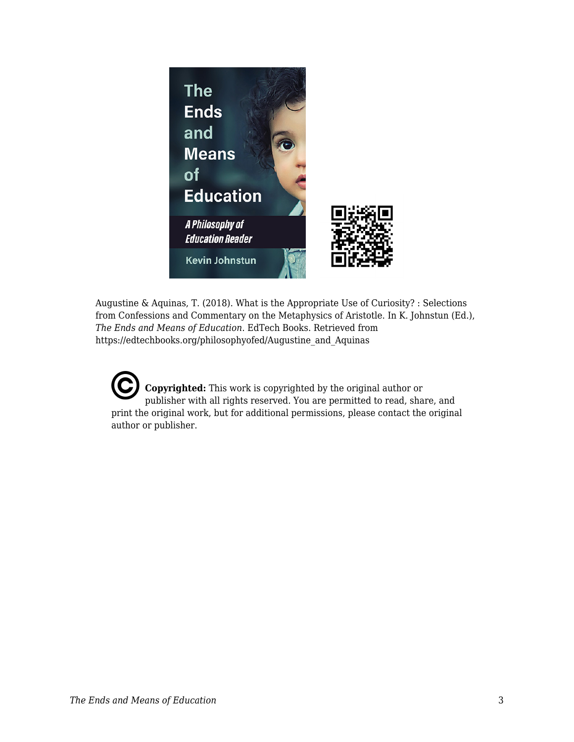Augustine & Aquinas, T. (2018). What is the Appropriate Use of Curiosity? : Selections from Confessions and Commentary on the Metaphysics of Aristotle. In K. Johnstun (Ed.), *The Ends and Means of Education*. EdTech Books. Retrieved from https://edtechbooks.org/philosophyofed/Augustine_and_Aquinas

**Copyrighted:** This work is copyrighted by the original author or publisher with all rights reserved. You are permitted to read, share, and print the original work, but for additional permissions, please contact the original author or publisher.